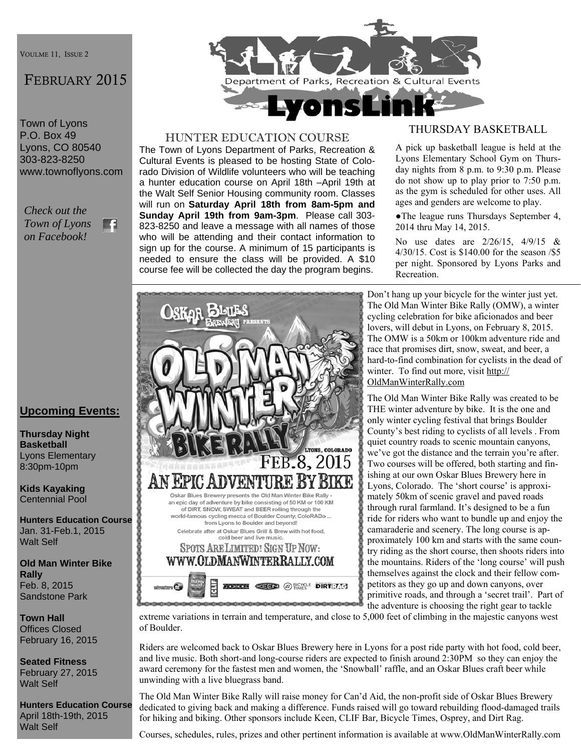VOULME 11, ISSUE 2

# FEBRUARY 2015

Town of Lyons
P.O. Box 49
Lyons, CO 80540
303-823-8250
www.townoflyons.com

*Check out the Town of Lyons on Facebook!*

Department of Parks, Recreation & Cultural Events

# LyonsLink

## HUNTER EDUCATION COURSE

The Town of Lyons Department of Parks, Recreation & Cultural Events is pleased to be hosting State of Colorado Division of Wildlife volunteers who will be teaching a hunter education course on April 18th –April 19th at the Walt Self Senior Housing community room. Classes will run on **Saturday April 18th from 8am-5pm and Sunday April 19th from 9am-3pm**. Please call 303-823-8250 and leave a message with all names of those who will be attending and their contact information to sign up for the course. A minimum of 15 participants is needed to ensure the class will be provided. A $10 course fee will be collected the day the program begins.

## THURSDAY BASKETBALL

A pick up basketball league is held at the Lyons Elementary School Gym on Thursday nights from 8 p.m. to 9:30 p.m. Please do not show up to play prior to 7:50 p.m. as the gym is scheduled for other uses. All ages and genders are welcome to play.

- The league runs Thursdays September 4, 2014 thru May 14, 2015.

No use dates are 2/26/15, 4/9/15 & 4/30/15. Cost is $140.00 for the season /$5 per night. Sponsored by Lyons Parks and Recreation.

Oskar Blues Brewery presents

OLD MAN WINTER BIKE RALLY

LYONS, COLORADO FEB. 8, 2015

AN EPIC ADVENTURE BY BIKE

Oskar Blues Brewery presents the Old Man Winter Bike Rally - an epic day of adventure by bike consisting of 50 KM or 100 KM of DIRT, SNOW, SWEAT and BEER rolling through the world-famous cycling mecca of Boulder County, ColoRADo ... from Lyons to Boulder and beyond!

Celebrate after at Oskar Blues Grill & Brew with hot food, cold beer and live music.

SPOTS ARE LIMITED! SIGN UP NOW: WWW.OLDMANWINTERRALLY.COM

Don't hang up your bicycle for the winter just yet. The Old Man Winter Bike Rally (OMW), a winter cycling celebration for bike aficionados and beer lovers, will debut in Lyons, on February 8, 2015. The OMW is a 50km or 100km adventure ride and race that promises dirt, snow, sweat, and beer, a hard-to-find combination for cyclists in the dead of winter. To find out more, visit http://OldManWinterRally.com

The Old Man Winter Bike Rally was created to be THE winter adventure by bike. It is the one and only winter cycling festival that brings Boulder County's best riding to cyclists of all levels . From quiet country roads to scenic mountain canyons, we've got the distance and the terrain you're after. Two courses will be offered, both starting and finishing at our own Oskar Blues Brewery here in Lyons, Colorado. The 'short course' is approximately 50km of scenic gravel and paved roads through rural farmland. It's designed to be a fun ride for riders who want to bundle up and enjoy the camaraderie and scenery. The long course is approximately 100 km and starts with the same country riding as the short course, then shoots riders into the mountains. Riders of the 'long course' will push themselves against the clock and their fellow competitors as they go up and down canyons, over primitive roads, and through a 'secret trail'. Part of the adventure is choosing the right gear to tackle extreme variations in terrain and temperature, and close to 5,000 feet of climbing in the majestic canyons west of Boulder.

Riders are welcomed back to Oskar Blues Brewery here in Lyons for a post ride party with hot food, cold beer, and live music. Both short-and long-course riders are expected to finish around 2:30PM so they can enjoy the award ceremony for the fastest men and women, the 'Snowball' raffle, and an Oskar Blues craft beer while unwinding with a live bluegrass band.

The Old Man Winter Bike Rally will raise money for Can'd Aid, the non-profit side of Oskar Blues Brewery dedicated to giving back and making a difference. Funds raised will go toward rebuilding flood-damaged trails for hiking and biking. Other sponsors include Keen, CLIF Bar, Bicycle Times, Osprey, and Dirt Rag.

Courses, schedules, rules, prizes and other pertinent information is available at www.OldManWinterRally.com

## Upcoming Events:

**Thursday Night Basketball**
Lyons Elementary
8:30pm-10pm

**Kids Kayaking**
Centennial Pool

**Hunters Education Course**
Jan. 31-Feb.1, 2015
Walt Self

**Old Man Winter Bike Rally**
Feb. 8, 2015
Sandstone Park

**Town Hall**
Offices Closed
February 16, 2015

**Seated Fitness**
February 27, 2015
Walt Self

**Hunters Education Course**
April 18th-19th, 2015
Walt Self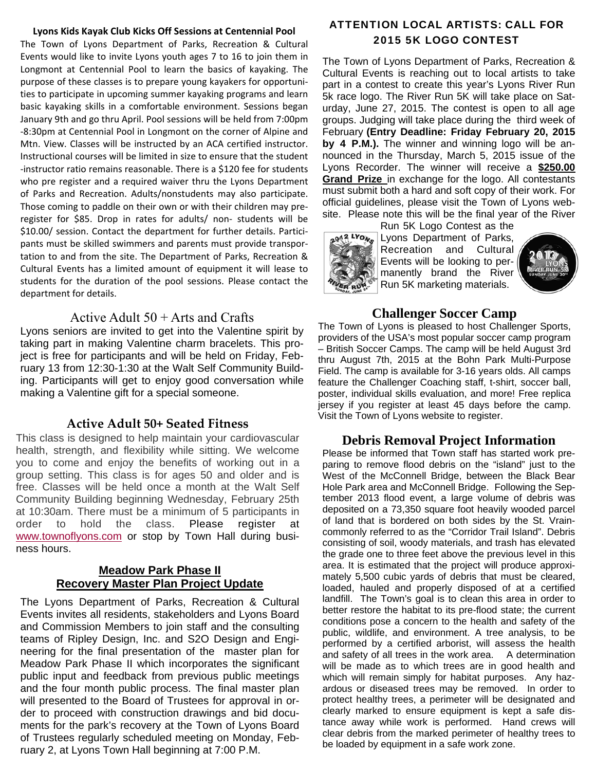### Lyons Kids Kayak Club Kicks Off Sessions at Centennial Pool

The Town of Lyons Department of Parks, Recreation & Cultural Events would like to invite Lyons youth ages 7 to 16 to join them in Longmont at Centennial Pool to learn the basics of kayaking. The purpose of these classes is to prepare young kayakers for opportunities to participate in upcoming summer kayaking programs and learn basic kayaking skills in a comfortable environment. Sessions began January 9th and go thru April. Pool sessions will be held from 7:00pm -8:30pm at Centennial Pool in Longmont on the corner of Alpine and Mtn. View. Classes will be instructed by an ACA certified instructor. Instructional courses will be limited in size to ensure that the student -instructor ratio remains reasonable. There is a $120 fee for students who pre register and a required waiver thru the Lyons Department of Parks and Recreation. Adults/nonstudents may also participate. Those coming to paddle on their own or with their children may preregister for $85. Drop in rates for adults/ non- students will be $10.00/ session. Contact the department for further details. Participants must be skilled swimmers and parents must provide transportation to and from the site. The Department of Parks, Recreation & Cultural Events has a limited amount of equipment it will lease to students for the duration of the pool sessions. Please contact the department for details.

## Active Adult 50 + Arts and Crafts

Lyons seniors are invited to get into the Valentine spirit by taking part in making Valentine charm bracelets. This project is free for participants and will be held on Friday, February 13 from 12:30-1:30 at the Walt Self Community Building. Participants will get to enjoy good conversation while making a Valentine gift for a special someone.

## Active Adult 50+ Seated Fitness

This class is designed to help maintain your cardiovascular health, strength, and flexibility while sitting. We welcome you to come and enjoy the benefits of working out in a group setting. This class is for ages 50 and older and is free. Classes will be held once a month at the Walt Self Community Building beginning Wednesday, February 25th at 10:30am. There must be a minimum of 5 participants in order to hold the class. Please register at www.townoflyons.com or stop by Town Hall during business hours.

## Meadow Park Phase II Recovery Master Plan Project Update

The Lyons Department of Parks, Recreation & Cultural Events invites all residents, stakeholders and Lyons Board and Commission Members to join staff and the consulting teams of Ripley Design, Inc. and S2O Design and Engineering for the final presentation of the master plan for Meadow Park Phase II which incorporates the significant public input and feedback from previous public meetings and the four month public process. The final master plan will presented to the Board of Trustees for approval in order to proceed with construction drawings and bid documents for the park's recovery at the Town of Lyons Board of Trustees regularly scheduled meeting on Monday, February 2, at Lyons Town Hall beginning at 7:00 P.M.

## ATTENTION LOCAL ARTISTS: CALL FOR 2015 5K LOGO CONTEST

The Town of Lyons Department of Parks, Recreation & Cultural Events is reaching out to local artists to take part in a contest to create this year's Lyons River Run 5k race logo. The River Run 5K will take place on Saturday, June 27, 2015. The contest is open to all age groups. Judging will take place during the third week of February **(Entry Deadline: Friday February 20, 2015 by 4 P.M.).** The winner and winning logo will be announced in the Thursday, March 5, 2015 issue of the Lyons Recorder. The winner will receive a **$250.00 Grand Prize** in exchange for the logo. All contestants must submit both a hard and soft copy of their work. For official guidelines, please visit the Town of Lyons website. Please note this will be the final year of the River Run 5K Logo Contest as the Lyons Department of Parks, Recreation and Cultural Events will be looking to permanently brand the River Run 5K marketing materials.

## Challenger Soccer Camp

The Town of Lyons is pleased to host Challenger Sports, providers of the USA's most popular soccer camp program – British Soccer Camps. The camp will be held August 3rd thru August 7th, 2015 at the Bohn Park Multi-Purpose Field. The camp is available for 3-16 years olds. All camps feature the Challenger Coaching staff, t-shirt, soccer ball, poster, individual skills evaluation, and more! Free replica jersey if you register at least 45 days before the camp. Visit the Town of Lyons website to register.

## Debris Removal Project Information

Please be informed that Town staff has started work preparing to remove flood debris on the "island" just to the West of the McConnell Bridge, between the Black Bear Hole Park area and McConnell Bridge. Following the September 2013 flood event, a large volume of debris was deposited on a 73,350 square foot heavily wooded parcel of land that is bordered on both sides by the St. Vrain- commonly referred to as the "Corridor Trail Island". Debris consisting of soil, woody materials, and trash has elevated the grade one to three feet above the previous level in this area. It is estimated that the project will produce approximately 5,500 cubic yards of debris that must be cleared, loaded, hauled and properly disposed of at a certified landfill. The Town's goal is to clean this area in order to better restore the habitat to its pre-flood state; the current conditions pose a concern to the health and safety of the public, wildlife, and environment. A tree analysis, to be performed by a certified arborist, will assess the health and safety of all trees in the work area. A determination will be made as to which trees are in good health and which will remain simply for habitat purposes. Any hazardous or diseased trees may be removed. In order to protect healthy trees, a perimeter will be designated and clearly marked to ensure equipment is kept a safe distance away while work is performed. Hand crews will clear debris from the marked perimeter of healthy trees to be loaded by equipment in a safe work zone.